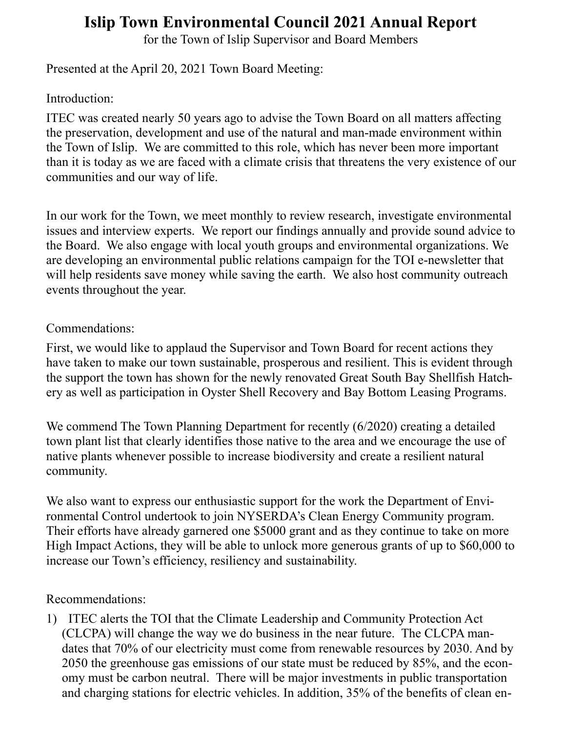# Islip Town Environmental Council 2021 Annual Report

for the Town of Islip Supervisor and Board Members

Presented at the April 20, 2021 Town Board Meeting:

Introduction:

ITEC was created nearly 50 years ago to advise the Town Board on all matters affecting the preservation, development and use of the natural and man-made environment within the Town of Islip. We are committed to this role, which has never been more important than it is today as we are faced with a climate crisis that threatens the very existence of our communities and our way of life.

In our work for the Town, we meet monthly to review research, investigate environmental issues and interview experts. We report our findings annually and provide sound advice to the Board. We also engage with local youth groups and environmental organizations. We are developing an environmental public relations campaign for the TOI e-newsletter that will help residents save money while saving the earth. We also host community outreach events throughout the year.

Commendations:

First, we would like to applaud the Supervisor and Town Board for recent actions they have taken to make our town sustainable, prosperous and resilient. This is evident through the support the town has shown for the newly renovated Great South Bay Shellfish Hatchery as well as participation in Oyster Shell Recovery and Bay Bottom Leasing Programs.

We commend The Town Planning Department for recently (6/2020) creating a detailed town plant list that clearly identifies those native to the area and we encourage the use of native plants whenever possible to increase biodiversity and create a resilient natural community.

We also want to express our enthusiastic support for the work the Department of Environmental Control undertook to join NYSERDA's Clean Energy Community program. Their efforts have already garnered one $5000 grant and as they continue to take on more High Impact Actions, they will be able to unlock more generous grants of up to $60,000 to increase our Town's efficiency, resiliency and sustainability.

Recommendations:

1) ITEC alerts the TOI that the Climate Leadership and Community Protection Act (CLCPA) will change the way we do business in the near future. The CLCPA mandates that 70% of our electricity must come from renewable resources by 2030. And by 2050 the greenhouse gas emissions of our state must be reduced by 85%, and the economy must be carbon neutral. There will be major investments in public transportation and charging stations for electric vehicles. In addition, 35% of the benefits of clean en-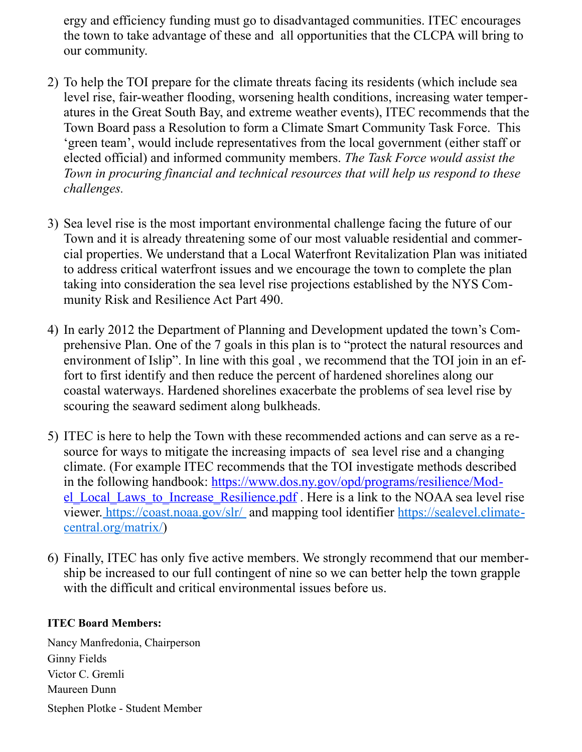ergy and efficiency funding must go to disadvantaged communities. ITEC encourages the town to take advantage of these and all opportunities that the CLCPA will bring to our community.

2) To help the TOI prepare for the climate threats facing its residents (which include sea level rise, fair-weather flooding, worsening health conditions, increasing water temperatures in the Great South Bay, and extreme weather events), ITEC recommends that the Town Board pass a Resolution to form a Climate Smart Community Task Force. This 'green team', would include representatives from the local government (either staff or elected official) and informed community members. *The Task Force would assist the Town in procuring financial and technical resources that will help us respond to these challenges.*

3) Sea level rise is the most important environmental challenge facing the future of our Town and it is already threatening some of our most valuable residential and commercial properties. We understand that a Local Waterfront Revitalization Plan was initiated to address critical waterfront issues and we encourage the town to complete the plan taking into consideration the sea level rise projections established by the NYS Community Risk and Resilience Act Part 490.

4) In early 2012 the Department of Planning and Development updated the town's Comprehensive Plan. One of the 7 goals in this plan is to "protect the natural resources and environment of Islip". In line with this goal , we recommend that the TOI join in an effort to first identify and then reduce the percent of hardened shorelines along our coastal waterways. Hardened shorelines exacerbate the problems of sea level rise by scouring the seaward sediment along bulkheads.

5) ITEC is here to help the Town with these recommended actions and can serve as a resource for ways to mitigate the increasing impacts of sea level rise and a changing climate. (For example ITEC recommends that the TOI investigate methods described in the following handbook: [https://www.dos.ny.gov/opd/programs/resilience/Model_Laws_to_Increase_Resilience.pdf](https://www.dos.ny.gov/opd/programs/resilience/Model_Laws_to_Increase_Resilience.pdf) . Here is a link to the NOAA sea level rise viewer. [https://coast.noaa.gov/slr/](https://coast.noaa.gov/slr/) and mapping tool identifier [https://sealevel.climatecentral.org/matrix/](https://sealevel.climatecentral.org/matrix/))

6) Finally, ITEC has only five active members. We strongly recommend that our membership be increased to our full contingent of nine so we can better help the town grapple with the difficult and critical environmental issues before us.

**ITEC Board Members:**

Nancy Manfredonia, Chairperson
Ginny Fields
Victor C. Gremli
Maureen Dunn
Stephen Plotke - Student Member